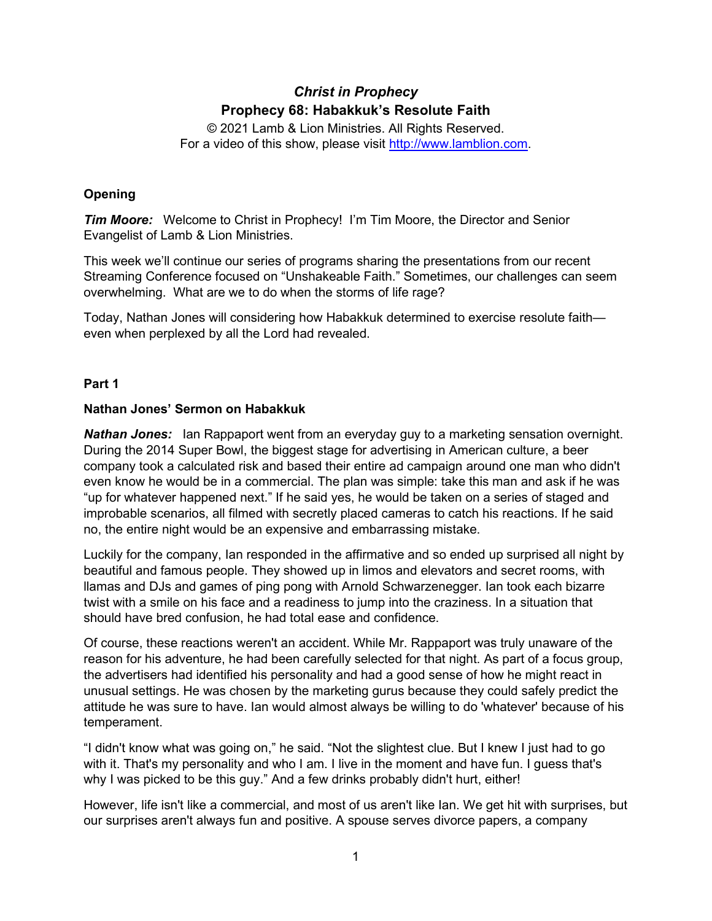# *Christ in Prophecy*

## Prophecy 68: Habakkuk's Resolute Faith

© 2021 Lamb & Lion Ministries. All Rights Reserved.
For a video of this show, please visit [http://www.lamblion.com](http://www.lamblion.com).

### Opening

***Tim Moore:*** Welcome to Christ in Prophecy! I'm Tim Moore, the Director and Senior Evangelist of Lamb & Lion Ministries.

This week we'll continue our series of programs sharing the presentations from our recent Streaming Conference focused on "Unshakeable Faith." Sometimes, our challenges can seem overwhelming. What are we to do when the storms of life rage?

Today, Nathan Jones will considering how Habakkuk determined to exercise resolute faith—even when perplexed by all the Lord had revealed.

### Part 1

### Nathan Jones' Sermon on Habakkuk

***Nathan Jones:*** Ian Rappaport went from an everyday guy to a marketing sensation overnight. During the 2014 Super Bowl, the biggest stage for advertising in American culture, a beer company took a calculated risk and based their entire ad campaign around one man who didn't even know he would be in a commercial. The plan was simple: take this man and ask if he was "up for whatever happened next." If he said yes, he would be taken on a series of staged and improbable scenarios, all filmed with secretly placed cameras to catch his reactions. If he said no, the entire night would be an expensive and embarrassing mistake.

Luckily for the company, Ian responded in the affirmative and so ended up surprised all night by beautiful and famous people. They showed up in limos and elevators and secret rooms, with llamas and DJs and games of ping pong with Arnold Schwarzenegger. Ian took each bizarre twist with a smile on his face and a readiness to jump into the craziness. In a situation that should have bred confusion, he had total ease and confidence.

Of course, these reactions weren't an accident. While Mr. Rappaport was truly unaware of the reason for his adventure, he had been carefully selected for that night. As part of a focus group, the advertisers had identified his personality and had a good sense of how he might react in unusual settings. He was chosen by the marketing gurus because they could safely predict the attitude he was sure to have. Ian would almost always be willing to do 'whatever' because of his temperament.

"I didn't know what was going on," he said. "Not the slightest clue. But I knew I just had to go with it. That's my personality and who I am. I live in the moment and have fun. I guess that's why I was picked to be this guy." And a few drinks probably didn't hurt, either!

However, life isn't like a commercial, and most of us aren't like Ian. We get hit with surprises, but our surprises aren't always fun and positive. A spouse serves divorce papers, a company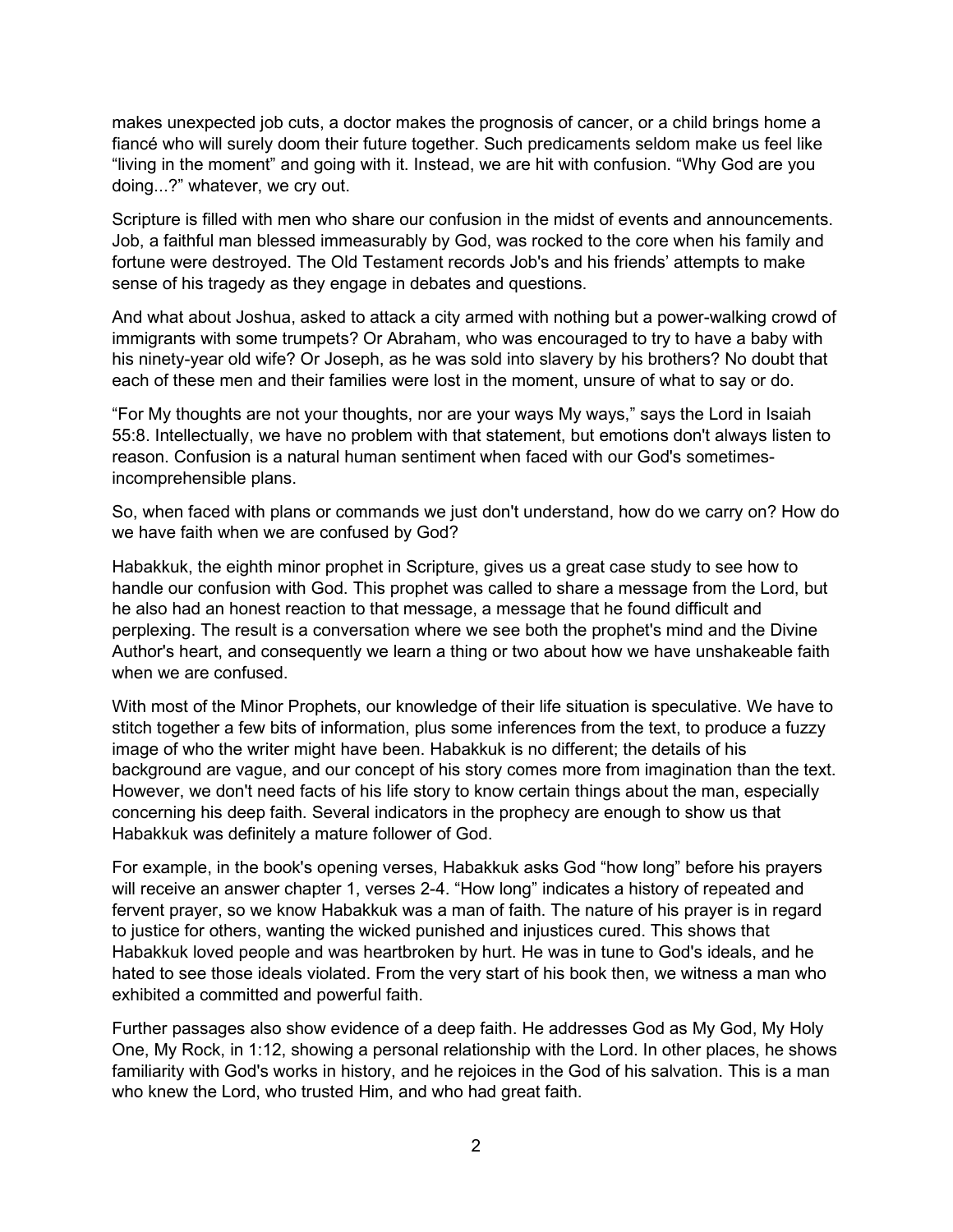makes unexpected job cuts, a doctor makes the prognosis of cancer, or a child brings home a fiancé who will surely doom their future together. Such predicaments seldom make us feel like "living in the moment" and going with it. Instead, we are hit with confusion. "Why God are you doing...?" whatever, we cry out.

Scripture is filled with men who share our confusion in the midst of events and announcements. Job, a faithful man blessed immeasurably by God, was rocked to the core when his family and fortune were destroyed. The Old Testament records Job's and his friends' attempts to make sense of his tragedy as they engage in debates and questions.

And what about Joshua, asked to attack a city armed with nothing but a power-walking crowd of immigrants with some trumpets? Or Abraham, who was encouraged to try to have a baby with his ninety-year old wife? Or Joseph, as he was sold into slavery by his brothers? No doubt that each of these men and their families were lost in the moment, unsure of what to say or do.

"For My thoughts are not your thoughts, nor are your ways My ways," says the Lord in Isaiah 55:8. Intellectually, we have no problem with that statement, but emotions don't always listen to reason. Confusion is a natural human sentiment when faced with our God's sometimes-incomprehensible plans.

So, when faced with plans or commands we just don't understand, how do we carry on? How do we have faith when we are confused by God?

Habakkuk, the eighth minor prophet in Scripture, gives us a great case study to see how to handle our confusion with God. This prophet was called to share a message from the Lord, but he also had an honest reaction to that message, a message that he found difficult and perplexing. The result is a conversation where we see both the prophet's mind and the Divine Author's heart, and consequently we learn a thing or two about how we have unshakeable faith when we are confused.

With most of the Minor Prophets, our knowledge of their life situation is speculative. We have to stitch together a few bits of information, plus some inferences from the text, to produce a fuzzy image of who the writer might have been. Habakkuk is no different; the details of his background are vague, and our concept of his story comes more from imagination than the text. However, we don't need facts of his life story to know certain things about the man, especially concerning his deep faith. Several indicators in the prophecy are enough to show us that Habakkuk was definitely a mature follower of God.

For example, in the book's opening verses, Habakkuk asks God "how long" before his prayers will receive an answer chapter 1, verses 2-4. "How long" indicates a history of repeated and fervent prayer, so we know Habakkuk was a man of faith. The nature of his prayer is in regard to justice for others, wanting the wicked punished and injustices cured. This shows that Habakkuk loved people and was heartbroken by hurt. He was in tune to God's ideals, and he hated to see those ideals violated. From the very start of his book then, we witness a man who exhibited a committed and powerful faith.

Further passages also show evidence of a deep faith. He addresses God as My God, My Holy One, My Rock, in 1:12, showing a personal relationship with the Lord. In other places, he shows familiarity with God's works in history, and he rejoices in the God of his salvation. This is a man who knew the Lord, who trusted Him, and who had great faith.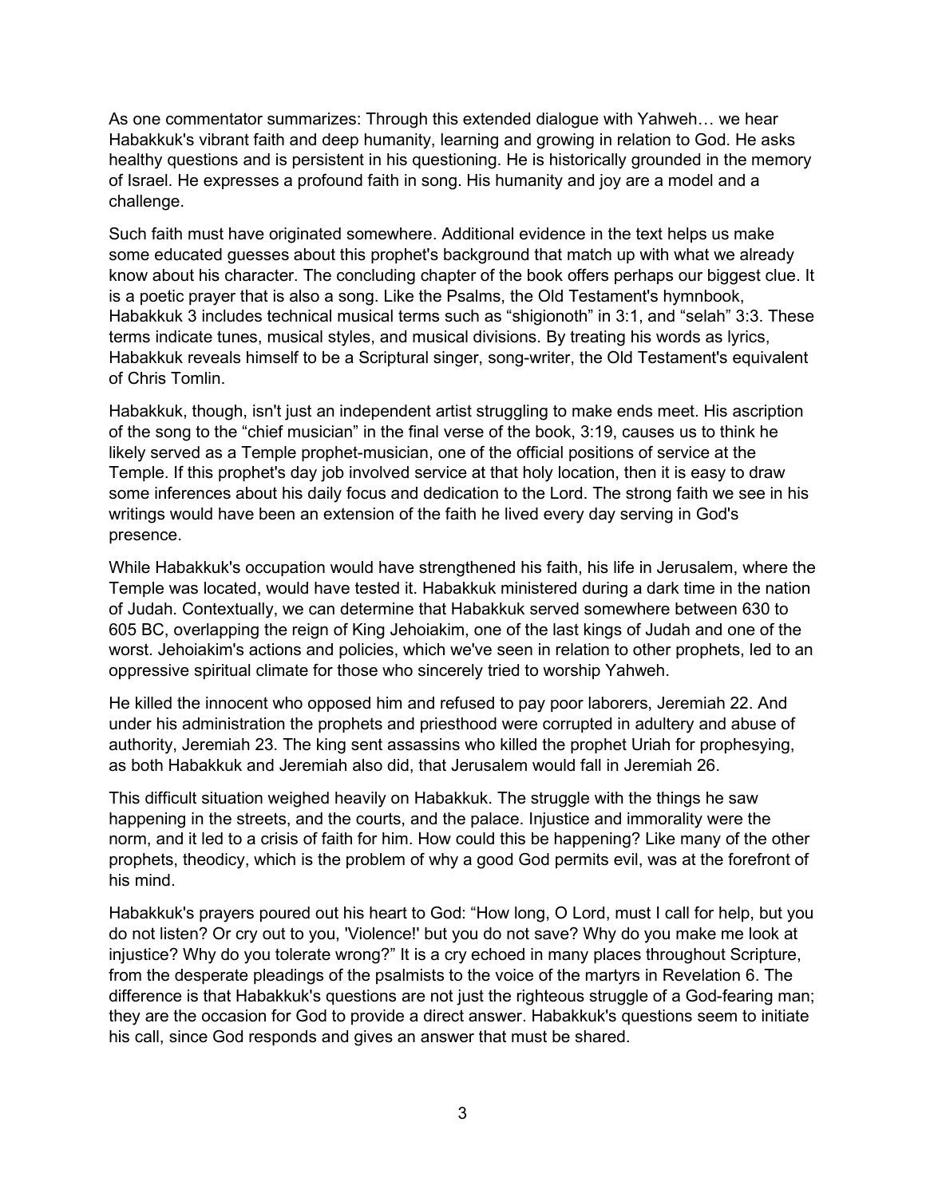As one commentator summarizes: Through this extended dialogue with Yahweh… we hear Habakkuk's vibrant faith and deep humanity, learning and growing in relation to God. He asks healthy questions and is persistent in his questioning. He is historically grounded in the memory of Israel. He expresses a profound faith in song. His humanity and joy are a model and a challenge.

Such faith must have originated somewhere. Additional evidence in the text helps us make some educated guesses about this prophet's background that match up with what we already know about his character. The concluding chapter of the book offers perhaps our biggest clue. It is a poetic prayer that is also a song. Like the Psalms, the Old Testament's hymnbook, Habakkuk 3 includes technical musical terms such as "shigionoth" in 3:1, and "selah" 3:3. These terms indicate tunes, musical styles, and musical divisions. By treating his words as lyrics, Habakkuk reveals himself to be a Scriptural singer, song-writer, the Old Testament's equivalent of Chris Tomlin.

Habakkuk, though, isn't just an independent artist struggling to make ends meet. His ascription of the song to the "chief musician" in the final verse of the book, 3:19, causes us to think he likely served as a Temple prophet-musician, one of the official positions of service at the Temple. If this prophet's day job involved service at that holy location, then it is easy to draw some inferences about his daily focus and dedication to the Lord. The strong faith we see in his writings would have been an extension of the faith he lived every day serving in God's presence.

While Habakkuk's occupation would have strengthened his faith, his life in Jerusalem, where the Temple was located, would have tested it. Habakkuk ministered during a dark time in the nation of Judah. Contextually, we can determine that Habakkuk served somewhere between 630 to 605 BC, overlapping the reign of King Jehoiakim, one of the last kings of Judah and one of the worst. Jehoiakim's actions and policies, which we've seen in relation to other prophets, led to an oppressive spiritual climate for those who sincerely tried to worship Yahweh.

He killed the innocent who opposed him and refused to pay poor laborers, Jeremiah 22. And under his administration the prophets and priesthood were corrupted in adultery and abuse of authority, Jeremiah 23. The king sent assassins who killed the prophet Uriah for prophesying, as both Habakkuk and Jeremiah also did, that Jerusalem would fall in Jeremiah 26.

This difficult situation weighed heavily on Habakkuk. The struggle with the things he saw happening in the streets, and the courts, and the palace. Injustice and immorality were the norm, and it led to a crisis of faith for him. How could this be happening? Like many of the other prophets, theodicy, which is the problem of why a good God permits evil, was at the forefront of his mind.

Habakkuk's prayers poured out his heart to God: "How long, O Lord, must I call for help, but you do not listen? Or cry out to you, 'Violence!' but you do not save? Why do you make me look at injustice? Why do you tolerate wrong?" It is a cry echoed in many places throughout Scripture, from the desperate pleadings of the psalmists to the voice of the martyrs in Revelation 6. The difference is that Habakkuk's questions are not just the righteous struggle of a God-fearing man; they are the occasion for God to provide a direct answer. Habakkuk's questions seem to initiate his call, since God responds and gives an answer that must be shared.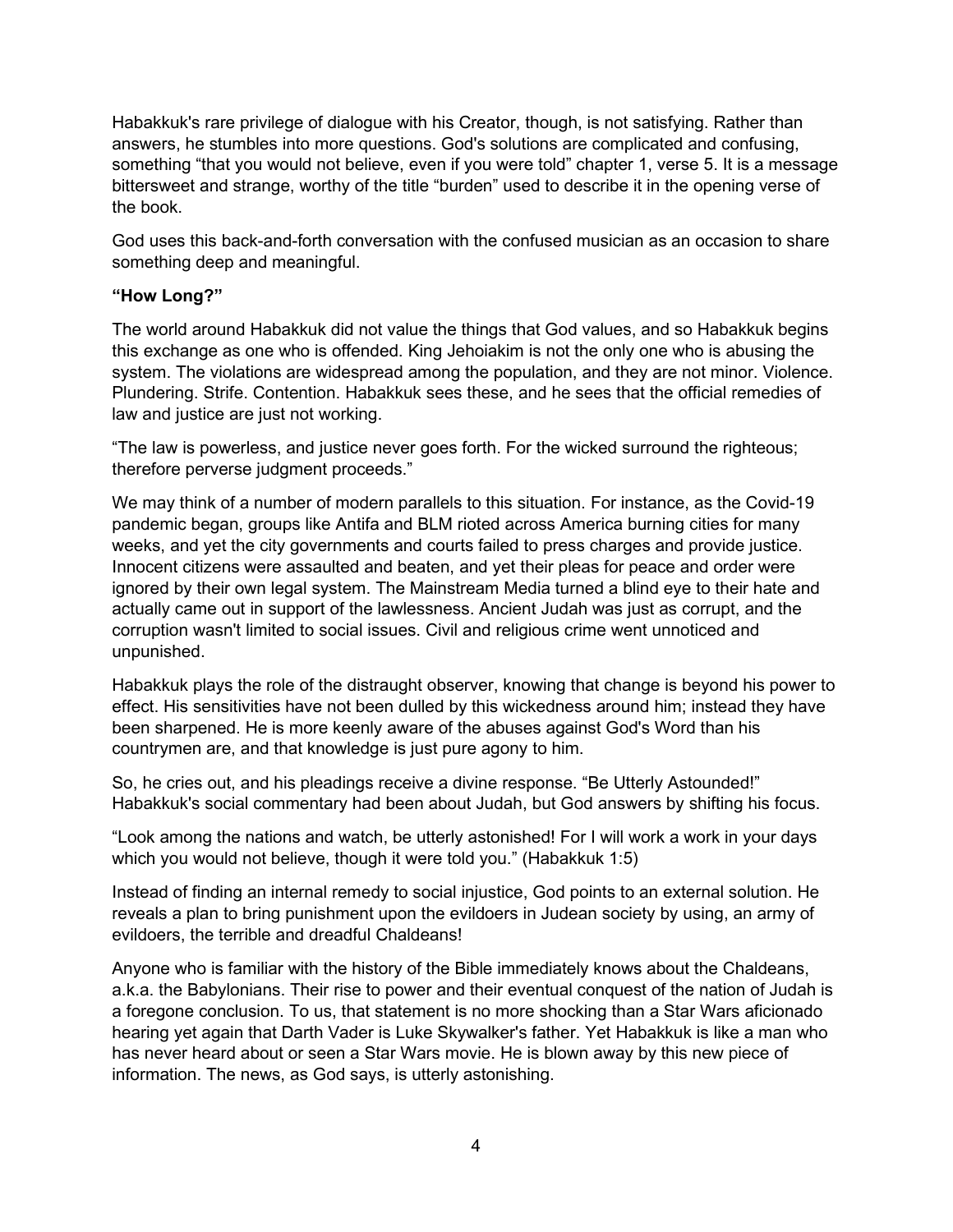Habakkuk's rare privilege of dialogue with his Creator, though, is not satisfying. Rather than answers, he stumbles into more questions. God's solutions are complicated and confusing, something "that you would not believe, even if you were told" chapter 1, verse 5. It is a message bittersweet and strange, worthy of the title "burden" used to describe it in the opening verse of the book.

God uses this back-and-forth conversation with the confused musician as an occasion to share something deep and meaningful.

**"How Long?"**

The world around Habakkuk did not value the things that God values, and so Habakkuk begins this exchange as one who is offended. King Jehoiakim is not the only one who is abusing the system. The violations are widespread among the population, and they are not minor. Violence. Plundering. Strife. Contention. Habakkuk sees these, and he sees that the official remedies of law and justice are just not working.

"The law is powerless, and justice never goes forth. For the wicked surround the righteous; therefore perverse judgment proceeds."

We may think of a number of modern parallels to this situation. For instance, as the Covid-19 pandemic began, groups like Antifa and BLM rioted across America burning cities for many weeks, and yet the city governments and courts failed to press charges and provide justice. Innocent citizens were assaulted and beaten, and yet their pleas for peace and order were ignored by their own legal system. The Mainstream Media turned a blind eye to their hate and actually came out in support of the lawlessness. Ancient Judah was just as corrupt, and the corruption wasn't limited to social issues. Civil and religious crime went unnoticed and unpunished.

Habakkuk plays the role of the distraught observer, knowing that change is beyond his power to effect. His sensitivities have not been dulled by this wickedness around him; instead they have been sharpened. He is more keenly aware of the abuses against God's Word than his countrymen are, and that knowledge is just pure agony to him.

So, he cries out, and his pleadings receive a divine response. "Be Utterly Astounded!" Habakkuk's social commentary had been about Judah, but God answers by shifting his focus.

"Look among the nations and watch, be utterly astonished! For I will work a work in your days which you would not believe, though it were told you." (Habakkuk 1:5)

Instead of finding an internal remedy to social injustice, God points to an external solution. He reveals a plan to bring punishment upon the evildoers in Judean society by using, an army of evildoers, the terrible and dreadful Chaldeans!

Anyone who is familiar with the history of the Bible immediately knows about the Chaldeans, a.k.a. the Babylonians. Their rise to power and their eventual conquest of the nation of Judah is a foregone conclusion. To us, that statement is no more shocking than a Star Wars aficionado hearing yet again that Darth Vader is Luke Skywalker's father. Yet Habakkuk is like a man who has never heard about or seen a Star Wars movie. He is blown away by this new piece of information. The news, as God says, is utterly astonishing.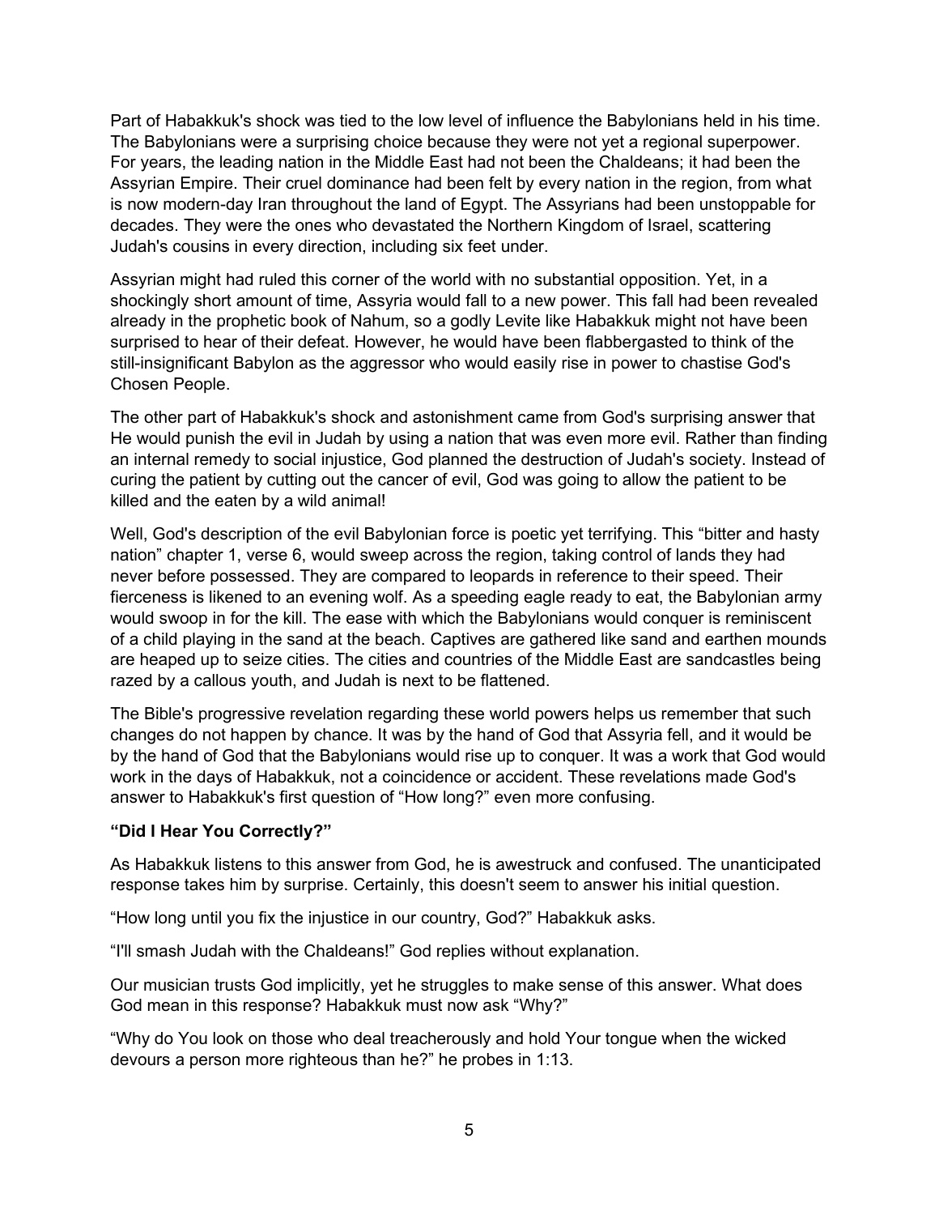Part of Habakkuk's shock was tied to the low level of influence the Babylonians held in his time. The Babylonians were a surprising choice because they were not yet a regional superpower. For years, the leading nation in the Middle East had not been the Chaldeans; it had been the Assyrian Empire. Their cruel dominance had been felt by every nation in the region, from what is now modern-day Iran throughout the land of Egypt. The Assyrians had been unstoppable for decades. They were the ones who devastated the Northern Kingdom of Israel, scattering Judah's cousins in every direction, including six feet under.

Assyrian might had ruled this corner of the world with no substantial opposition. Yet, in a shockingly short amount of time, Assyria would fall to a new power. This fall had been revealed already in the prophetic book of Nahum, so a godly Levite like Habakkuk might not have been surprised to hear of their defeat. However, he would have been flabbergasted to think of the still-insignificant Babylon as the aggressor who would easily rise in power to chastise God's Chosen People.

The other part of Habakkuk's shock and astonishment came from God's surprising answer that He would punish the evil in Judah by using a nation that was even more evil. Rather than finding an internal remedy to social injustice, God planned the destruction of Judah's society. Instead of curing the patient by cutting out the cancer of evil, God was going to allow the patient to be killed and the eaten by a wild animal!

Well, God's description of the evil Babylonian force is poetic yet terrifying. This "bitter and hasty nation" chapter 1, verse 6, would sweep across the region, taking control of lands they had never before possessed. They are compared to leopards in reference to their speed. Their fierceness is likened to an evening wolf. As a speeding eagle ready to eat, the Babylonian army would swoop in for the kill. The ease with which the Babylonians would conquer is reminiscent of a child playing in the sand at the beach. Captives are gathered like sand and earthen mounds are heaped up to seize cities. The cities and countries of the Middle East are sandcastles being razed by a callous youth, and Judah is next to be flattened.

The Bible's progressive revelation regarding these world powers helps us remember that such changes do not happen by chance. It was by the hand of God that Assyria fell, and it would be by the hand of God that the Babylonians would rise up to conquer. It was a work that God would work in the days of Habakkuk, not a coincidence or accident. These revelations made God's answer to Habakkuk's first question of "How long?" even more confusing.

**"Did I Hear You Correctly?"**

As Habakkuk listens to this answer from God, he is awestruck and confused. The unanticipated response takes him by surprise. Certainly, this doesn't seem to answer his initial question.

"How long until you fix the injustice in our country, God?" Habakkuk asks.

"I'll smash Judah with the Chaldeans!" God replies without explanation.

Our musician trusts God implicitly, yet he struggles to make sense of this answer. What does God mean in this response? Habakkuk must now ask "Why?"

"Why do You look on those who deal treacherously and hold Your tongue when the wicked devours a person more righteous than he?" he probes in 1:13.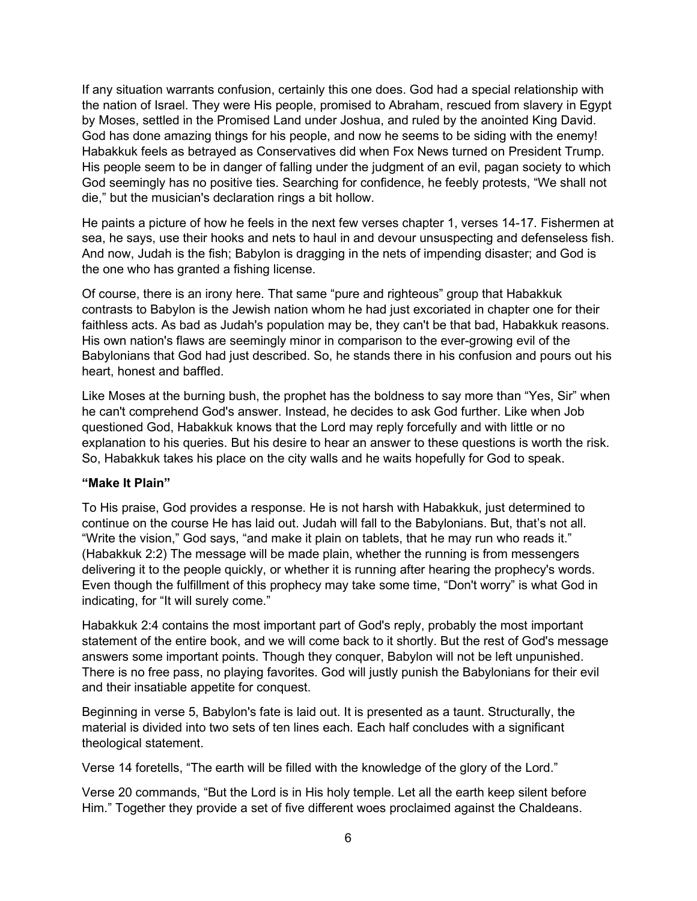If any situation warrants confusion, certainly this one does. God had a special relationship with the nation of Israel. They were His people, promised to Abraham, rescued from slavery in Egypt by Moses, settled in the Promised Land under Joshua, and ruled by the anointed King David. God has done amazing things for his people, and now he seems to be siding with the enemy! Habakkuk feels as betrayed as Conservatives did when Fox News turned on President Trump. His people seem to be in danger of falling under the judgment of an evil, pagan society to which God seemingly has no positive ties. Searching for confidence, he feebly protests, “We shall not die,” but the musician's declaration rings a bit hollow.

He paints a picture of how he feels in the next few verses chapter 1, verses 14-17. Fishermen at sea, he says, use their hooks and nets to haul in and devour unsuspecting and defenseless fish. And now, Judah is the fish; Babylon is dragging in the nets of impending disaster; and God is the one who has granted a fishing license.

Of course, there is an irony here. That same “pure and righteous” group that Habakkuk contrasts to Babylon is the Jewish nation whom he had just excoriated in chapter one for their faithless acts. As bad as Judah's population may be, they can't be that bad, Habakkuk reasons. His own nation's flaws are seemingly minor in comparison to the ever-growing evil of the Babylonians that God had just described. So, he stands there in his confusion and pours out his heart, honest and baffled.

Like Moses at the burning bush, the prophet has the boldness to say more than “Yes, Sir” when he can't comprehend God's answer. Instead, he decides to ask God further. Like when Job questioned God, Habakkuk knows that the Lord may reply forcefully and with little or no explanation to his queries. But his desire to hear an answer to these questions is worth the risk. So, Habakkuk takes his place on the city walls and he waits hopefully for God to speak.

**“Make It Plain”**

To His praise, God provides a response. He is not harsh with Habakkuk, just determined to continue on the course He has laid out. Judah will fall to the Babylonians. But, that’s not all. “Write the vision,” God says, “and make it plain on tablets, that he may run who reads it.” (Habakkuk 2:2) The message will be made plain, whether the running is from messengers delivering it to the people quickly, or whether it is running after hearing the prophecy's words. Even though the fulfillment of this prophecy may take some time, “Don't worry” is what God in indicating, for “It will surely come.”

Habakkuk 2:4 contains the most important part of God's reply, probably the most important statement of the entire book, and we will come back to it shortly. But the rest of God's message answers some important points. Though they conquer, Babylon will not be left unpunished. There is no free pass, no playing favorites. God will justly punish the Babylonians for their evil and their insatiable appetite for conquest.

Beginning in verse 5, Babylon's fate is laid out. It is presented as a taunt. Structurally, the material is divided into two sets of ten lines each. Each half concludes with a significant theological statement.

Verse 14 foretells, “The earth will be filled with the knowledge of the glory of the Lord.”

Verse 20 commands, “But the Lord is in His holy temple. Let all the earth keep silent before Him.” Together they provide a set of five different woes proclaimed against the Chaldeans.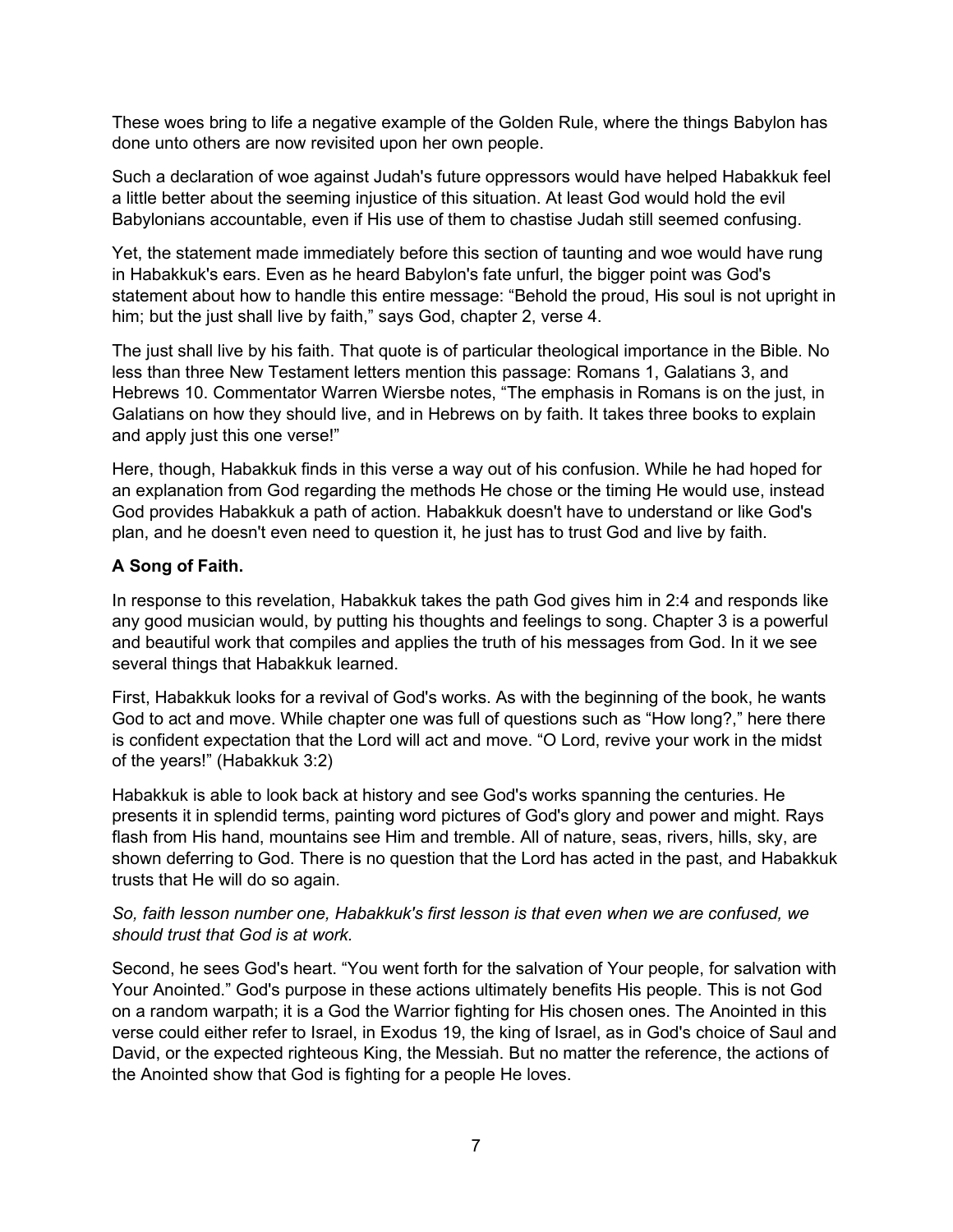These woes bring to life a negative example of the Golden Rule, where the things Babylon has done unto others are now revisited upon her own people.

Such a declaration of woe against Judah's future oppressors would have helped Habakkuk feel a little better about the seeming injustice of this situation. At least God would hold the evil Babylonians accountable, even if His use of them to chastise Judah still seemed confusing.

Yet, the statement made immediately before this section of taunting and woe would have rung in Habakkuk's ears. Even as he heard Babylon's fate unfurl, the bigger point was God's statement about how to handle this entire message: “Behold the proud, His soul is not upright in him; but the just shall live by faith,” says God, chapter 2, verse 4.

The just shall live by his faith. That quote is of particular theological importance in the Bible. No less than three New Testament letters mention this passage: Romans 1, Galatians 3, and Hebrews 10. Commentator Warren Wiersbe notes, “The emphasis in Romans is on the just, in Galatians on how they should live, and in Hebrews on by faith. It takes three books to explain and apply just this one verse!”

Here, though, Habakkuk finds in this verse a way out of his confusion. While he had hoped for an explanation from God regarding the methods He chose or the timing He would use, instead God provides Habakkuk a path of action. Habakkuk doesn't have to understand or like God's plan, and he doesn't even need to question it, he just has to trust God and live by faith.

**A Song of Faith.**

In response to this revelation, Habakkuk takes the path God gives him in 2:4 and responds like any good musician would, by putting his thoughts and feelings to song. Chapter 3 is a powerful and beautiful work that compiles and applies the truth of his messages from God. In it we see several things that Habakkuk learned.

First, Habakkuk looks for a revival of God's works. As with the beginning of the book, he wants God to act and move. While chapter one was full of questions such as “How long?,” here there is confident expectation that the Lord will act and move. “O Lord, revive your work in the midst of the years!” (Habakkuk 3:2)

Habakkuk is able to look back at history and see God's works spanning the centuries. He presents it in splendid terms, painting word pictures of God's glory and power and might. Rays flash from His hand, mountains see Him and tremble. All of nature, seas, rivers, hills, sky, are shown deferring to God. There is no question that the Lord has acted in the past, and Habakkuk trusts that He will do so again.

*So, faith lesson number one, Habakkuk's first lesson is that even when we are confused, we should trust that God is at work.*

Second, he sees God's heart. “You went forth for the salvation of Your people, for salvation with Your Anointed.” God's purpose in these actions ultimately benefits His people. This is not God on a random warpath; it is a God the Warrior fighting for His chosen ones. The Anointed in this verse could either refer to Israel, in Exodus 19, the king of Israel, as in God's choice of Saul and David, or the expected righteous King, the Messiah. But no matter the reference, the actions of the Anointed show that God is fighting for a people He loves.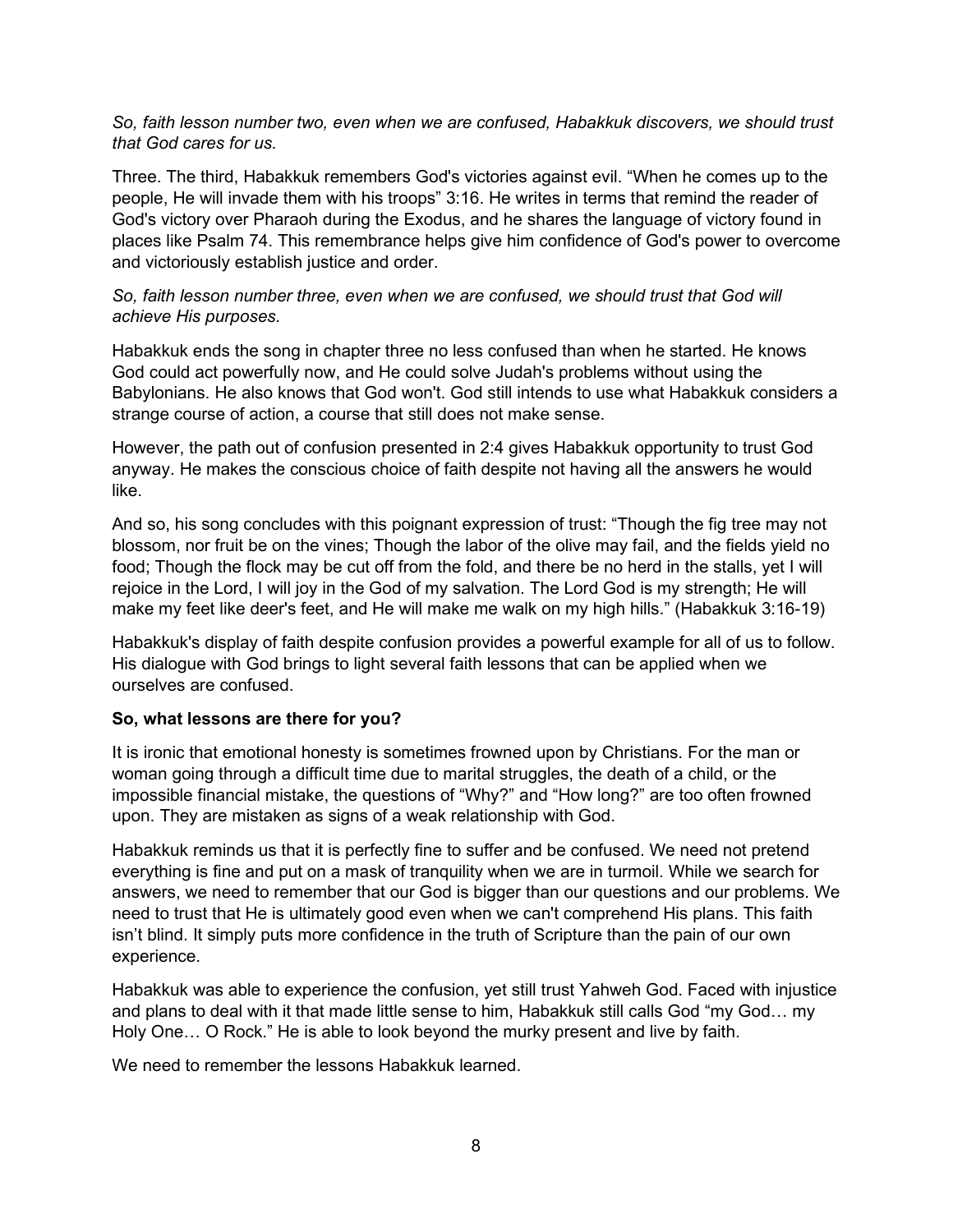*So, faith lesson number two, even when we are confused, Habakkuk discovers, we should trust that God cares for us.*

Three. The third, Habakkuk remembers God's victories against evil. "When he comes up to the people, He will invade them with his troops" 3:16. He writes in terms that remind the reader of God's victory over Pharaoh during the Exodus, and he shares the language of victory found in places like Psalm 74. This remembrance helps give him confidence of God's power to overcome and victoriously establish justice and order.

*So, faith lesson number three, even when we are confused, we should trust that God will achieve His purposes.*

Habakkuk ends the song in chapter three no less confused than when he started. He knows God could act powerfully now, and He could solve Judah's problems without using the Babylonians. He also knows that God won't. God still intends to use what Habakkuk considers a strange course of action, a course that still does not make sense.

However, the path out of confusion presented in 2:4 gives Habakkuk opportunity to trust God anyway. He makes the conscious choice of faith despite not having all the answers he would like.

And so, his song concludes with this poignant expression of trust: "Though the fig tree may not blossom, nor fruit be on the vines; Though the labor of the olive may fail, and the fields yield no food; Though the flock may be cut off from the fold, and there be no herd in the stalls, yet I will rejoice in the Lord, I will joy in the God of my salvation. The Lord God is my strength; He will make my feet like deer's feet, and He will make me walk on my high hills." (Habakkuk 3:16-19)

Habakkuk's display of faith despite confusion provides a powerful example for all of us to follow. His dialogue with God brings to light several faith lessons that can be applied when we ourselves are confused.

**So, what lessons are there for you?**

It is ironic that emotional honesty is sometimes frowned upon by Christians. For the man or woman going through a difficult time due to marital struggles, the death of a child, or the impossible financial mistake, the questions of "Why?" and "How long?" are too often frowned upon. They are mistaken as signs of a weak relationship with God.

Habakkuk reminds us that it is perfectly fine to suffer and be confused. We need not pretend everything is fine and put on a mask of tranquility when we are in turmoil. While we search for answers, we need to remember that our God is bigger than our questions and our problems. We need to trust that He is ultimately good even when we can't comprehend His plans. This faith isn't blind. It simply puts more confidence in the truth of Scripture than the pain of our own experience.

Habakkuk was able to experience the confusion, yet still trust Yahweh God. Faced with injustice and plans to deal with it that made little sense to him, Habakkuk still calls God "my God… my Holy One… O Rock." He is able to look beyond the murky present and live by faith.

We need to remember the lessons Habakkuk learned.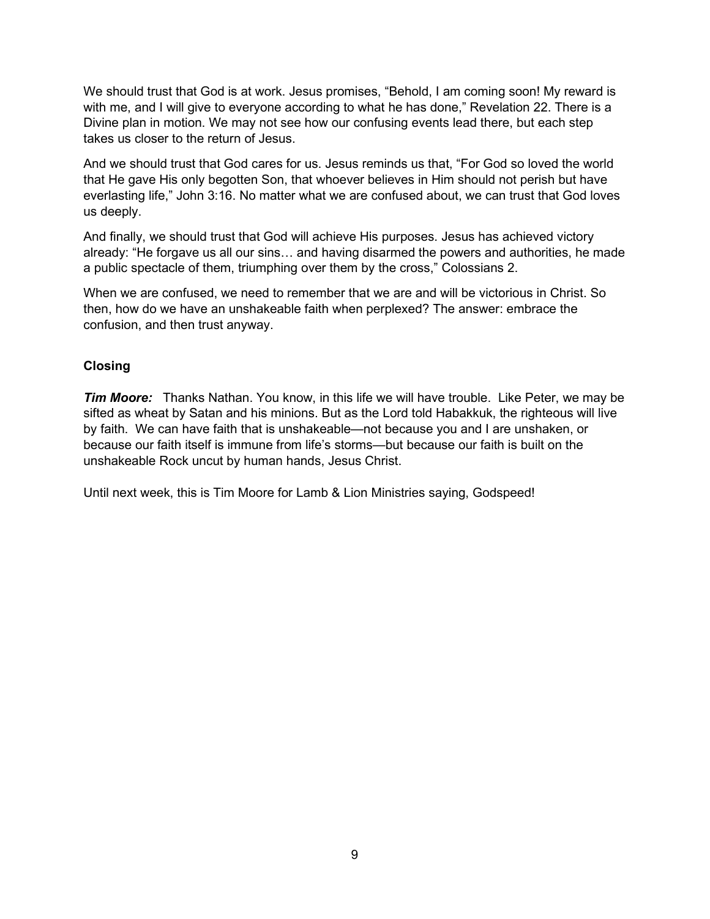We should trust that God is at work. Jesus promises, “Behold, I am coming soon! My reward is with me, and I will give to everyone according to what he has done,” Revelation 22. There is a Divine plan in motion. We may not see how our confusing events lead there, but each step takes us closer to the return of Jesus.

And we should trust that God cares for us. Jesus reminds us that, “For God so loved the world that He gave His only begotten Son, that whoever believes in Him should not perish but have everlasting life,” John 3:16. No matter what we are confused about, we can trust that God loves us deeply.

And finally, we should trust that God will achieve His purposes. Jesus has achieved victory already: “He forgave us all our sins… and having disarmed the powers and authorities, he made a public spectacle of them, triumphing over them by the cross,” Colossians 2.

When we are confused, we need to remember that we are and will be victorious in Christ. So then, how do we have an unshakeable faith when perplexed? The answer: embrace the confusion, and then trust anyway.

**Closing**

***Tim Moore:*** Thanks Nathan. You know, in this life we will have trouble. Like Peter, we may be sifted as wheat by Satan and his minions. But as the Lord told Habakkuk, the righteous will live by faith. We can have faith that is unshakeable—not because you and I are unshaken, or because our faith itself is immune from life’s storms—but because our faith is built on the unshakeable Rock uncut by human hands, Jesus Christ.

Until next week, this is Tim Moore for Lamb & Lion Ministries saying, Godspeed!